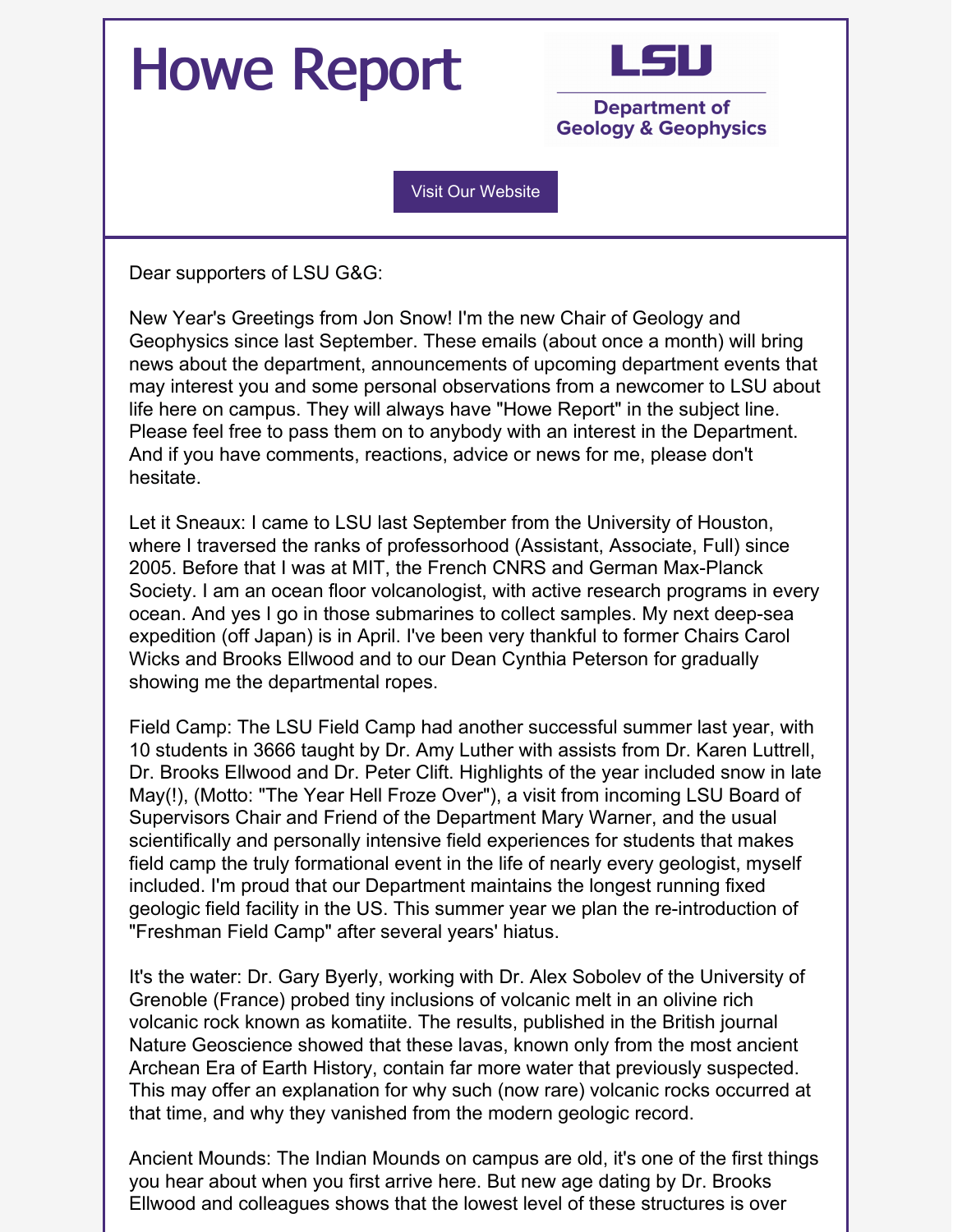# Howe Report

LSU
Department of Geology & Geophysics

Visit Our Website

Dear supporters of LSU G&G:

New Year's Greetings from Jon Snow! I'm the new Chair of Geology and Geophysics since last September. These emails (about once a month) will bring news about the department, announcements of upcoming department events that may interest you and some personal observations from a newcomer to LSU about life here on campus. They will always have "Howe Report" in the subject line. Please feel free to pass them on to anybody with an interest in the Department. And if you have comments, reactions, advice or news for me, please don't hesitate.

Let it Sneaux: I came to LSU last September from the University of Houston, where I traversed the ranks of professorhood (Assistant, Associate, Full) since 2005. Before that I was at MIT, the French CNRS and German Max-Planck Society. I am an ocean floor volcanologist, with active research programs in every ocean. And yes I go in those submarines to collect samples. My next deep-sea expedition (off Japan) is in April. I've been very thankful to former Chairs Carol Wicks and Brooks Ellwood and to our Dean Cynthia Peterson for gradually showing me the departmental ropes.

Field Camp: The LSU Field Camp had another successful summer last year, with 10 students in 3666 taught by Dr. Amy Luther with assists from Dr. Karen Luttrell, Dr. Brooks Ellwood and Dr. Peter Clift. Highlights of the year included snow in late May(!), (Motto: "The Year Hell Froze Over"), a visit from incoming LSU Board of Supervisors Chair and Friend of the Department Mary Warner, and the usual scientifically and personally intensive field experiences for students that makes field camp the truly formational event in the life of nearly every geologist, myself included. I'm proud that our Department maintains the longest running fixed geologic field facility in the US. This summer year we plan the re-introduction of "Freshman Field Camp" after several years' hiatus.

It's the water: Dr. Gary Byerly, working with Dr. Alex Sobolev of the University of Grenoble (France) probed tiny inclusions of volcanic melt in an olivine rich volcanic rock known as komatiite. The results, published in the British journal Nature Geoscience showed that these lavas, known only from the most ancient Archean Era of Earth History, contain far more water that previously suspected. This may offer an explanation for why such (now rare) volcanic rocks occurred at that time, and why they vanished from the modern geologic record.

Ancient Mounds: The Indian Mounds on campus are old, it's one of the first things you hear about when you first arrive here. But new age dating by Dr. Brooks Ellwood and colleagues shows that the lowest level of these structures is over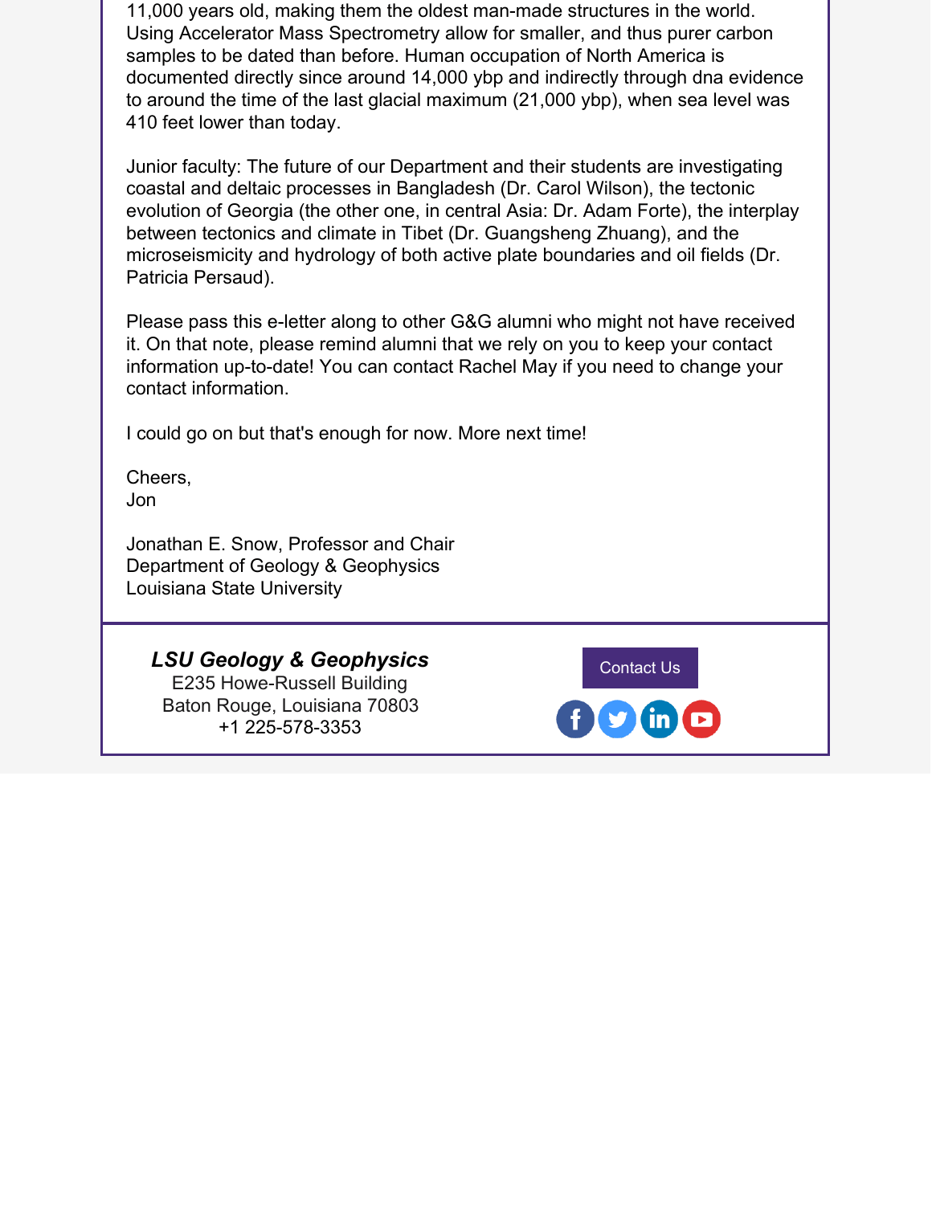11,000 years old, making them the oldest man-made structures in the world. Using Accelerator Mass Spectrometry allow for smaller, and thus purer carbon samples to be dated than before. Human occupation of North America is documented directly since around 14,000 ybp and indirectly through dna evidence to around the time of the last glacial maximum (21,000 ybp), when sea level was 410 feet lower than today.

Junior faculty: The future of our Department and their students are investigating coastal and deltaic processes in Bangladesh (Dr. Carol Wilson), the tectonic evolution of Georgia (the other one, in central Asia: Dr. Adam Forte), the interplay between tectonics and climate in Tibet (Dr. Guangsheng Zhuang), and the microseismicity and hydrology of both active plate boundaries and oil fields (Dr. Patricia Persaud).

Please pass this e-letter along to other G&G alumni who might not have received it. On that note, please remind alumni that we rely on you to keep your contact information up-to-date! You can contact Rachel May if you need to change your contact information.

I could go on but that's enough for now. More next time!

Cheers,
Jon

Jonathan E. Snow, Professor and Chair
Department of Geology & Geophysics
Louisiana State University

***LSU Geology & Geophysics***
E235 Howe-Russell Building
Baton Rouge, Louisiana 70803
+1 225-578-3353

Contact Us